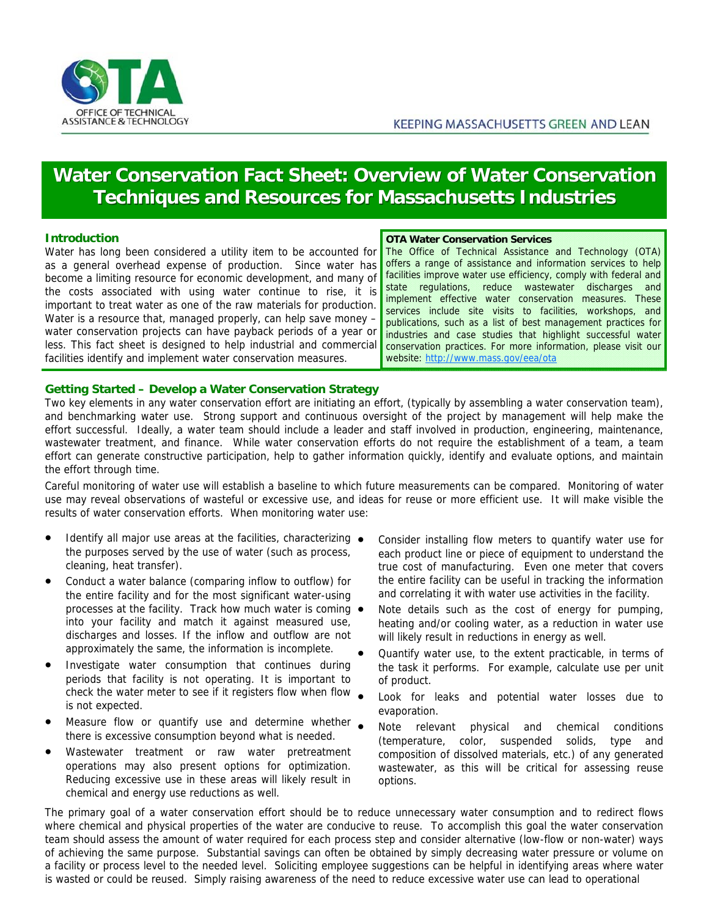OFFICE OF TECHNICAL ASSISTANCE & TECHNOLOGY

KEEPING MASSACHUSETTS GREEN AND LEAN

# Water Conservation Fact Sheet: Overview of Water Conservation Techniques and Resources for Massachusetts Industries

## Introduction

Water has long been considered a utility item to be accounted for as a general overhead expense of production. Since water has become a limiting resource for economic development, and many of the costs associated with using water continue to rise, it is important to treat water as one of the raw materials for production. Water is a resource that, managed properly, can help save money – water conservation projects can have payback periods of a year or less. This fact sheet is designed to help industrial and commercial facilities identify and implement water conservation measures.

**OTA Water Conservation Services**

The Office of Technical Assistance and Technology (OTA) offers a range of assistance and information services to help facilities improve water use efficiency, comply with federal and state regulations, reduce wastewater discharges and implement effective water conservation measures. These services include site visits to facilities, workshops, and publications, such as a list of best management practices for industries and case studies that highlight successful water conservation practices. For more information, please visit our website: http://www.mass.gov/eea/ota

## Getting Started – Develop a Water Conservation Strategy

Two key elements in any water conservation effort are initiating an effort, (typically by assembling a water conservation team), and benchmarking water use. Strong support and continuous oversight of the project by management will help make the effort successful. Ideally, a water team should include a leader and staff involved in production, engineering, maintenance, wastewater treatment, and finance. While water conservation efforts do not require the establishment of a team, a team effort can generate constructive participation, help to gather information quickly, identify and evaluate options, and maintain the effort through time.

Careful monitoring of water use will establish a baseline to which future measurements can be compared. Monitoring of water use may reveal observations of wasteful or excessive use, and ideas for reuse or more efficient use. It will make visible the results of water conservation efforts. When monitoring water use:

- Identify all major use areas at the facilities, characterizing the purposes served by the use of water (such as process, cleaning, heat transfer).
- Conduct a water balance (comparing inflow to outflow) for the entire facility and for the most significant water-using processes at the facility. Track how much water is coming into your facility and match it against measured use, discharges and losses. If the inflow and outflow are not approximately the same, the information is incomplete.
- Investigate water consumption that continues during periods that facility is not operating. It is important to check the water meter to see if it registers flow when flow is not expected.
- Measure flow or quantify use and determine whether there is excessive consumption beyond what is needed.
- Wastewater treatment or raw water pretreatment operations may also present options for optimization. Reducing excessive use in these areas will likely result in chemical and energy use reductions as well.
- Consider installing flow meters to quantify water use for each product line or piece of equipment to understand the true cost of manufacturing. Even one meter that covers the entire facility can be useful in tracking the information and correlating it with water use activities in the facility.
- Note details such as the cost of energy for pumping, heating and/or cooling water, as a reduction in water use will likely result in reductions in energy as well.
- Quantify water use, to the extent practicable, in terms of the task it performs. For example, calculate use per unit of product.
- Look for leaks and potential water losses due to evaporation.
- Note relevant physical and chemical conditions (temperature, color, suspended solids, type and composition of dissolved materials, etc.) of any generated wastewater, as this will be critical for assessing reuse options.

The primary goal of a water conservation effort should be to reduce unnecessary water consumption and to redirect flows where chemical and physical properties of the water are conducive to reuse. To accomplish this goal the water conservation team should assess the amount of water required for each process step and consider alternative (low-flow or non-water) ways of achieving the same purpose. Substantial savings can often be obtained by simply decreasing water pressure or volume on a facility or process level to the needed level. Soliciting employee suggestions can be helpful in identifying areas where water is wasted or could be reused. Simply raising awareness of the need to reduce excessive water use can lead to operational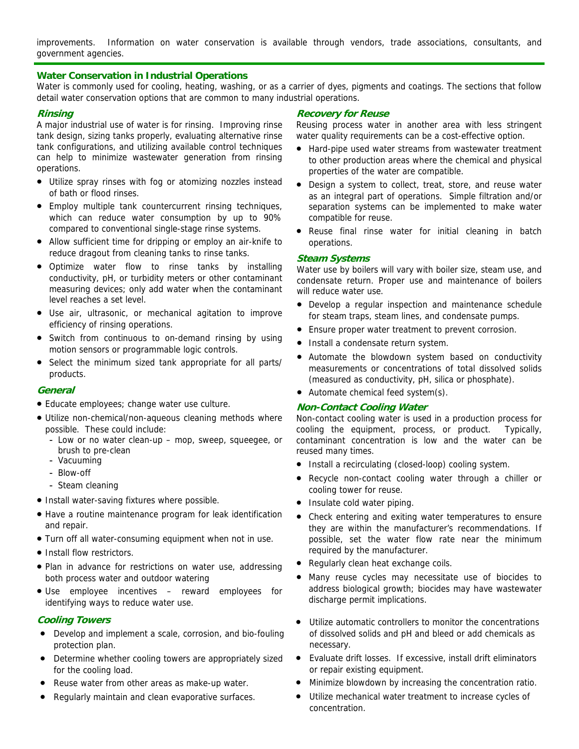improvements. Information on water conservation is available through vendors, trade associations, consultants, and government agencies.

## Water Conservation in Industrial Operations

Water is commonly used for cooling, heating, washing, or as a carrier of dyes, pigments and coatings. The sections that follow detail water conservation options that are common to many industrial operations.

### *Rinsing*

A major industrial use of water is for rinsing. Improving rinse tank design, sizing tanks properly, evaluating alternative rinse tank configurations, and utilizing available control techniques can help to minimize wastewater generation from rinsing operations.

- Utilize spray rinses with fog or atomizing nozzles instead of bath or flood rinses.
- Employ multiple tank countercurrent rinsing techniques, which can reduce water consumption by up to 90% compared to conventional single-stage rinse systems.
- Allow sufficient time for dripping or employ an air-knife to reduce dragout from cleaning tanks to rinse tanks.
- Optimize water flow to rinse tanks by installing conductivity, pH, or turbidity meters or other contaminant measuring devices; only add water when the contaminant level reaches a set level.
- Use air, ultrasonic, or mechanical agitation to improve efficiency of rinsing operations.
- Switch from continuous to on-demand rinsing by using motion sensors or programmable logic controls.
- Select the minimum sized tank appropriate for all parts/ products.

### *General*

- Educate employees; change water use culture.
- Utilize non-chemical/non-aqueous cleaning methods where possible. These could include:
  - Low or no water clean-up – mop, sweep, squeegee, or brush to pre-clean
  - Vacuuming
  - Blow-off
  - Steam cleaning
- Install water-saving fixtures where possible.
- Have a routine maintenance program for leak identification and repair.
- Turn off all water-consuming equipment when not in use.
- Install flow restrictors.
- Plan in advance for restrictions on water use, addressing both process water and outdoor watering
- Use employee incentives – reward employees for identifying ways to reduce water use.

### *Cooling Towers*

- Develop and implement a scale, corrosion, and bio-fouling protection plan.
- Determine whether cooling towers are appropriately sized for the cooling load.
- Reuse water from other areas as make-up water.
- Regularly maintain and clean evaporative surfaces.
- Utilize automatic controllers to monitor the concentrations of dissolved solids and pH and bleed or add chemicals as necessary.
- Evaluate drift losses. If excessive, install drift eliminators or repair existing equipment.
- Minimize blowdown by increasing the concentration ratio.
- Utilize mechanical water treatment to increase cycles of concentration.

### *Recovery for Reuse*

Reusing process water in another area with less stringent water quality requirements can be a cost-effective option.

- Hard-pipe used water streams from wastewater treatment to other production areas where the chemical and physical properties of the water are compatible.
- Design a system to collect, treat, store, and reuse water as an integral part of operations. Simple filtration and/or separation systems can be implemented to make water compatible for reuse.
- Reuse final rinse water for initial cleaning in batch operations.

### *Steam Systems*

Water use by boilers will vary with boiler size, steam use, and condensate return. Proper use and maintenance of boilers will reduce water use.

- Develop a regular inspection and maintenance schedule for steam traps, steam lines, and condensate pumps.
- Ensure proper water treatment to prevent corrosion.
- Install a condensate return system.
- Automate the blowdown system based on conductivity measurements or concentrations of total dissolved solids (measured as conductivity, pH, silica or phosphate).
- Automate chemical feed system(s).

### *Non-Contact Cooling Water*

Non-contact cooling water is used in a production process for cooling the equipment, process, or product. Typically, contaminant concentration is low and the water can be reused many times.

- Install a recirculating (closed-loop) cooling system.
- Recycle non-contact cooling water through a chiller or cooling tower for reuse.
- Insulate cold water piping.
- Check entering and exiting water temperatures to ensure they are within the manufacturer's recommendations. If possible, set the water flow rate near the minimum required by the manufacturer.
- Regularly clean heat exchange coils.
- Many reuse cycles may necessitate use of biocides to address biological growth; biocides may have wastewater discharge permit implications.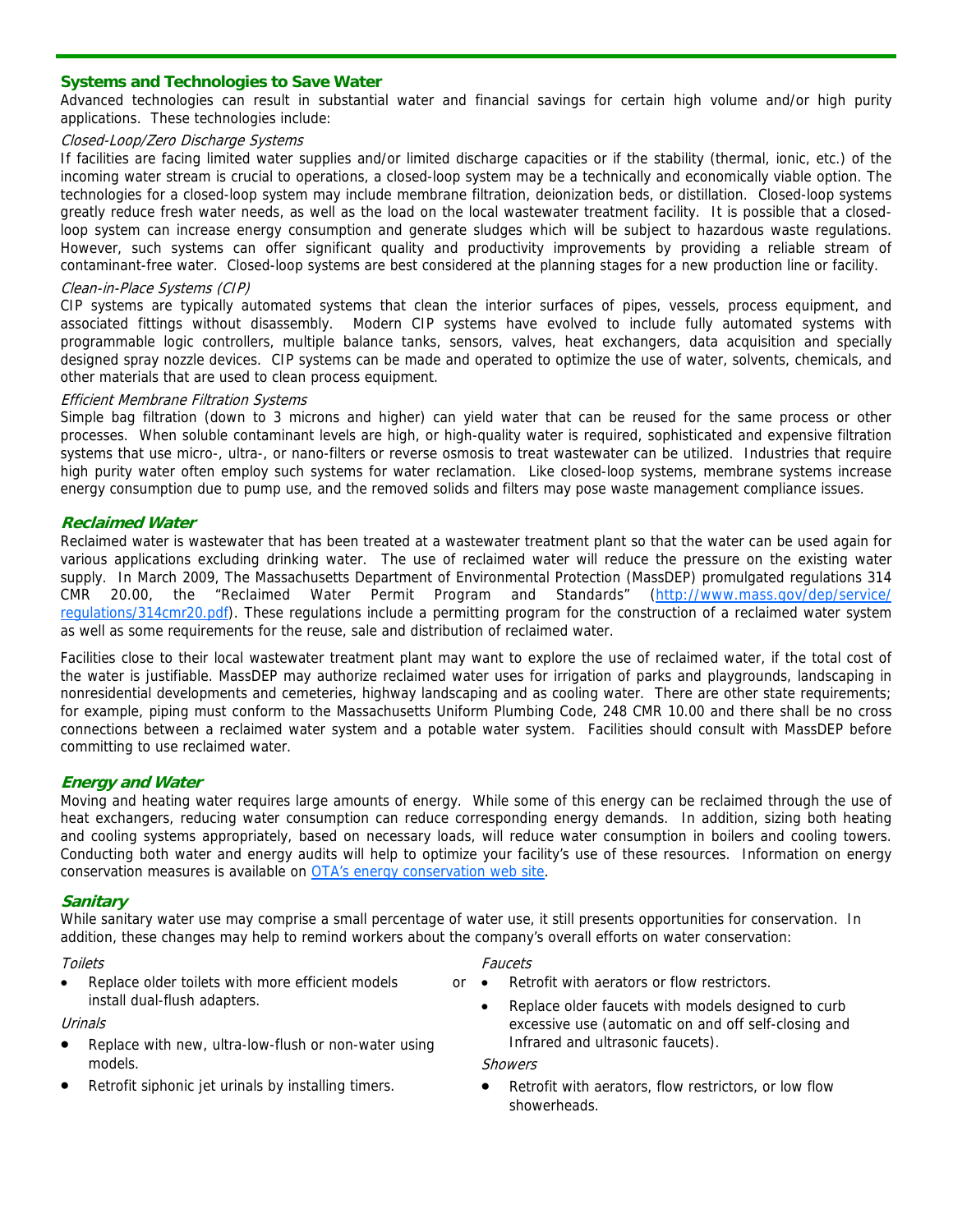## Systems and Technologies to Save Water

Advanced technologies can result in substantial water and financial savings for certain high volume and/or high purity applications. These technologies include:

*Closed-Loop/Zero Discharge Systems*

If facilities are facing limited water supplies and/or limited discharge capacities or if the stability (thermal, ionic, etc.) of the incoming water stream is crucial to operations, a closed-loop system may be a technically and economically viable option. The technologies for a closed-loop system may include membrane filtration, deionization beds, or distillation. Closed-loop systems greatly reduce fresh water needs, as well as the load on the local wastewater treatment facility. It is possible that a closed-loop system can increase energy consumption and generate sludges which will be subject to hazardous waste regulations. However, such systems can offer significant quality and productivity improvements by providing a reliable stream of contaminant-free water. Closed-loop systems are best considered at the planning stages for a new production line or facility.

*Clean-in-Place Systems (CIP)*

CIP systems are typically automated systems that clean the interior surfaces of pipes, vessels, process equipment, and associated fittings without disassembly. Modern CIP systems have evolved to include fully automated systems with programmable logic controllers, multiple balance tanks, sensors, valves, heat exchangers, data acquisition and specially designed spray nozzle devices. CIP systems can be made and operated to optimize the use of water, solvents, chemicals, and other materials that are used to clean process equipment.

*Efficient Membrane Filtration Systems*

Simple bag filtration (down to 3 microns and higher) can yield water that can be reused for the same process or other processes. When soluble contaminant levels are high, or high-quality water is required, sophisticated and expensive filtration systems that use micro-, ultra-, or nano-filters or reverse osmosis to treat wastewater can be utilized. Industries that require high purity water often employ such systems for water reclamation. Like closed-loop systems, membrane systems increase energy consumption due to pump use, and the removed solids and filters may pose waste management compliance issues.

## *Reclaimed Water*

Reclaimed water is wastewater that has been treated at a wastewater treatment plant so that the water can be used again for various applications excluding drinking water. The use of reclaimed water will reduce the pressure on the existing water supply. In March 2009, The Massachusetts Department of Environmental Protection (MassDEP) promulgated regulations 314 CMR 20.00, the "Reclaimed Water Permit Program and Standards" (http://www.mass.gov/dep/service/regulations/314cmr20.pdf). These regulations include a permitting program for the construction of a reclaimed water system as well as some requirements for the reuse, sale and distribution of reclaimed water.

Facilities close to their local wastewater treatment plant may want to explore the use of reclaimed water, if the total cost of the water is justifiable. MassDEP may authorize reclaimed water uses for irrigation of parks and playgrounds, landscaping in nonresidential developments and cemeteries, highway landscaping and as cooling water. There are other state requirements; for example, piping must conform to the Massachusetts Uniform Plumbing Code, 248 CMR 10.00 and there shall be no cross connections between a reclaimed water system and a potable water system. Facilities should consult with MassDEP before committing to use reclaimed water.

## *Energy and Water*

Moving and heating water requires large amounts of energy. While some of this energy can be reclaimed through the use of heat exchangers, reducing water consumption can reduce corresponding energy demands. In addition, sizing both heating and cooling systems appropriately, based on necessary loads, will reduce water consumption in boilers and cooling towers. Conducting both water and energy audits will help to optimize your facility's use of these resources. Information on energy conservation measures is available on OTA's energy conservation web site.

## *Sanitary*

While sanitary water use may comprise a small percentage of water use, it still presents opportunities for conservation. In addition, these changes may help to remind workers about the company's overall efforts on water conservation:

*Toilets*

- Replace older toilets with more efficient models or install dual-flush adapters.

*Urinals*

- Replace with new, ultra-low-flush or non-water using models.
- Retrofit siphonic jet urinals by installing timers.

*Faucets*

- Retrofit with aerators or flow restrictors.
- Replace older faucets with models designed to curb excessive use (automatic on and off self-closing and Infrared and ultrasonic faucets).

*Showers*

- Retrofit with aerators, flow restrictors, or low flow showerheads.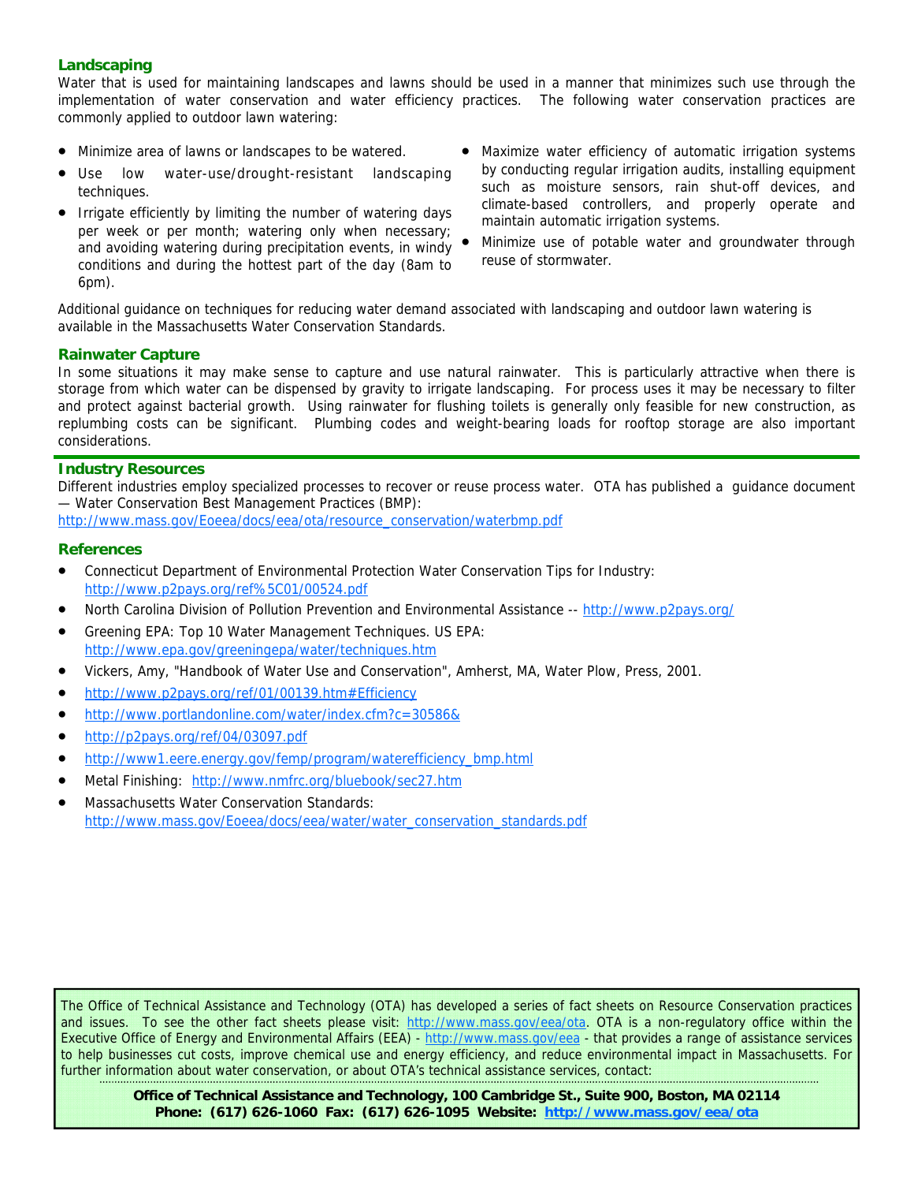## Landscaping

Water that is used for maintaining landscapes and lawns should be used in a manner that minimizes such use through the implementation of water conservation and water efficiency practices. The following water conservation practices are commonly applied to outdoor lawn watering:

- Minimize area of lawns or landscapes to be watered.
- Use low water-use/drought-resistant landscaping techniques.
- Irrigate efficiently by limiting the number of watering days per week or per month; watering only when necessary; and avoiding watering during precipitation events, in windy conditions and during the hottest part of the day (8am to 6pm).
- Maximize water efficiency of automatic irrigation systems by conducting regular irrigation audits, installing equipment such as moisture sensors, rain shut-off devices, and climate-based controllers, and properly operate and maintain automatic irrigation systems.
- Minimize use of potable water and groundwater through reuse of stormwater.

Additional guidance on techniques for reducing water demand associated with landscaping and outdoor lawn watering is available in the Massachusetts Water Conservation Standards.

## Rainwater Capture

In some situations it may make sense to capture and use natural rainwater. This is particularly attractive when there is storage from which water can be dispensed by gravity to irrigate landscaping. For process uses it may be necessary to filter and protect against bacterial growth. Using rainwater for flushing toilets is generally only feasible for new construction, as replumbing costs can be significant. Plumbing codes and weight-bearing loads for rooftop storage are also important considerations.

## Industry Resources

Different industries employ specialized processes to recover or reuse process water. OTA has published a guidance document — Water Conservation Best Management Practices (BMP): http://www.mass.gov/Eoeea/docs/eea/ota/resource_conservation/waterbmp.pdf

## References

- Connecticut Department of Environmental Protection Water Conservation Tips for Industry: http://www.p2pays.org/ref%5C01/00524.pdf
- North Carolina Division of Pollution Prevention and Environmental Assistance -- http://www.p2pays.org/
- Greening EPA: Top 10 Water Management Techniques. US EPA: http://www.epa.gov/greeningepa/water/techniques.htm
- Vickers, Amy, "Handbook of Water Use and Conservation", Amherst, MA, Water Plow, Press, 2001.
- http://www.p2pays.org/ref/01/00139.htm#Efficiency
- http://www.portlandonline.com/water/index.cfm?c=30586&
- http://p2pays.org/ref/04/03097.pdf
- http://www1.eere.energy.gov/femp/program/waterefficiency_bmp.html
- Metal Finishing: http://www.nmfrc.org/bluebook/sec27.htm
- Massachusetts Water Conservation Standards: http://www.mass.gov/Eoeea/docs/eea/water/water_conservation_standards.pdf

The Office of Technical Assistance and Technology (OTA) has developed a series of fact sheets on Resource Conservation practices and issues. To see the other fact sheets please visit: http://www.mass.gov/eea/ota. OTA is a non-regulatory office within the Executive Office of Energy and Environmental Affairs (EEA) - http://www.mass.gov/eea - that provides a range of assistance services to help businesses cut costs, improve chemical use and energy efficiency, and reduce environmental impact in Massachusetts. For further information about water conservation, or about OTA's technical assistance services, contact:

**Office of Technical Assistance and Technology, 100 Cambridge St., Suite 900, Boston, MA 02114**
**Phone: (617) 626-1060 Fax: (617) 626-1095 Website: http://www.mass.gov/eea/ota**